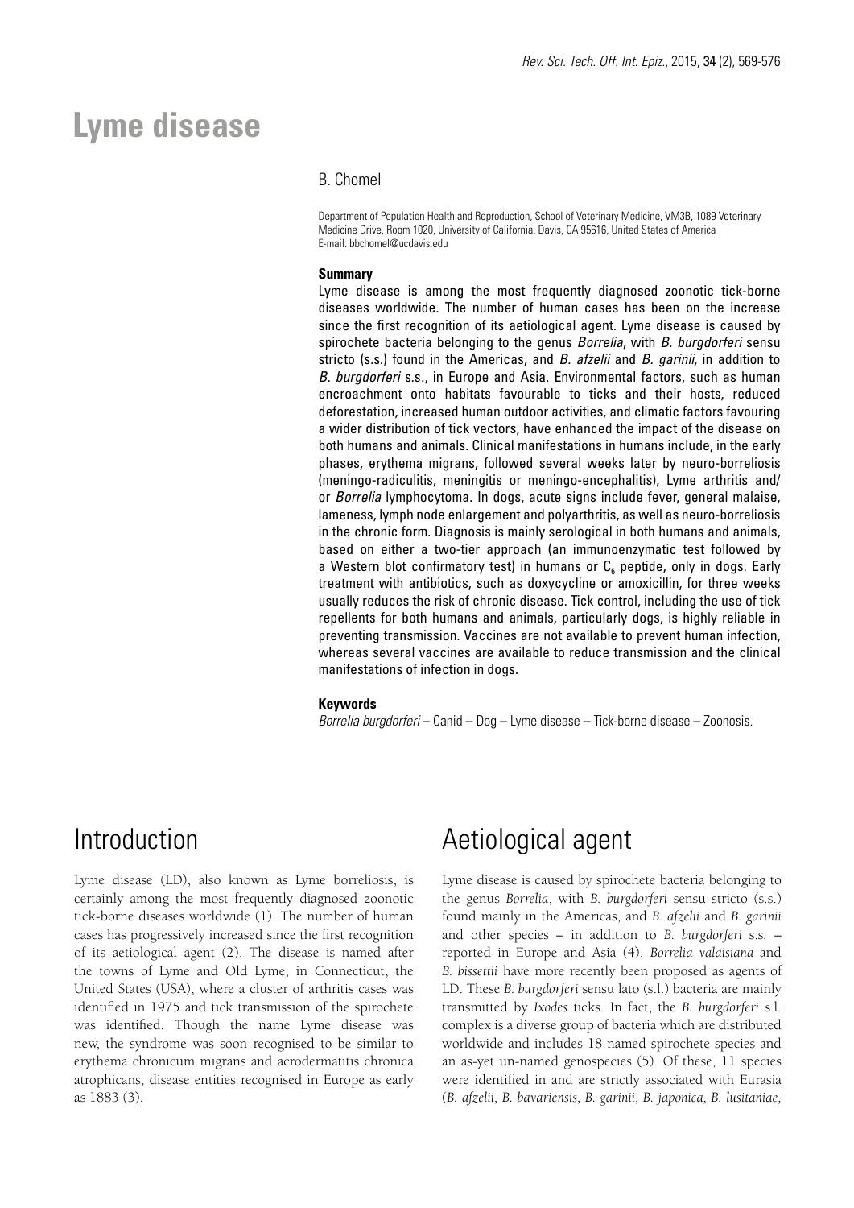# Lyme disease

B. Chomel

Department of Population Health and Reproduction, School of Veterinary Medicine, VM3B, 1089 Veterinary Medicine Drive, Room 1020, University of California, Davis, CA 95616, United States of America
E-mail: bbchomel@ucdavis.edu

### Summary

Lyme disease is among the most frequently diagnosed zoonotic tick-borne diseases worldwide. The number of human cases has been on the increase since the first recognition of its aetiological agent. Lyme disease is caused by spirochete bacteria belonging to the genus *Borrelia*, with *B. burgdorferi* sensu stricto (s.s.) found in the Americas, and *B. afzelii* and *B. garinii*, in addition to *B. burgdorferi* s.s., in Europe and Asia. Environmental factors, such as human encroachment onto habitats favourable to ticks and their hosts, reduced deforestation, increased human outdoor activities, and climatic factors favouring a wider distribution of tick vectors, have enhanced the impact of the disease on both humans and animals. Clinical manifestations in humans include, in the early phases, erythema migrans, followed several weeks later by neuro-borreliosis (meningo-radiculitis, meningitis or meningo-encephalitis), Lyme arthritis and/or *Borrelia* lymphocytoma. In dogs, acute signs include fever, general malaise, lameness, lymph node enlargement and polyarthritis, as well as neuro-borreliosis in the chronic form. Diagnosis is mainly serological in both humans and animals, based on either a two-tier approach (an immunoenzymatic test followed by a Western blot confirmatory test) in humans or $C_6$ peptide, only in dogs. Early treatment with antibiotics, such as doxycycline or amoxicillin, for three weeks usually reduces the risk of chronic disease. Tick control, including the use of tick repellents for both humans and animals, particularly dogs, is highly reliable in preventing transmission. Vaccines are not available to prevent human infection, whereas several vaccines are available to reduce transmission and the clinical manifestations of infection in dogs.

### Keywords

*Borrelia burgdorferi* – Canid – Dog – Lyme disease – Tick-borne disease – Zoonosis.

## Introduction

Lyme disease (LD), also known as Lyme borreliosis, is certainly among the most frequently diagnosed zoonotic tick-borne diseases worldwide (1). The number of human cases has progressively increased since the first recognition of its aetiological agent (2). The disease is named after the towns of Lyme and Old Lyme, in Connecticut, the United States (USA), where a cluster of arthritis cases was identified in 1975 and tick transmission of the spirochete was identified. Though the name Lyme disease was new, the syndrome was soon recognised to be similar to erythema chronicum migrans and acrodermatitis chronica atrophicans, disease entities recognised in Europe as early as 1883 (3).

## Aetiological agent

Lyme disease is caused by spirochete bacteria belonging to the genus *Borrelia*, with *B. burgdorferi* sensu stricto (s.s.) found mainly in the Americas, and *B. afzelii* and *B. garinii* and other species – in addition to *B. burgdorferi* s.s. – reported in Europe and Asia (4). *Borrelia valaisiana* and *B. bissettii* have more recently been proposed as agents of LD. These *B. burgdorferi* sensu lato (s.l.) bacteria are mainly transmitted by *Ixodes* ticks. In fact, the *B. burgdorferi* s.l. complex is a diverse group of bacteria which are distributed worldwide and includes 18 named spirochete species and an as-yet un-named genospecies (5). Of these, 11 species were identified in and are strictly associated with Eurasia (*B. afzelii*, *B. bavariensis*, *B. garinii*, *B. japonica*, *B. lusitaniae*,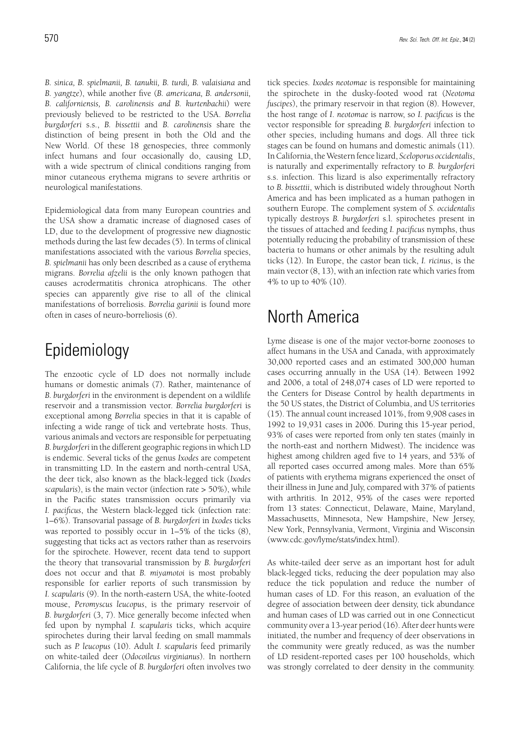*B. sinica, B. spielmanii, B. tanukii, B. turdi, B. valaisiana* and *B. yangtze*), while another five (*B. americana, B. andersonii, B. californiensis, B. carolinensis and B. kurtenbachii*) were previously believed to be restricted to the USA. *Borrelia burgdorferi* s.s., *B. bissettii* and *B. carolinensis* share the distinction of being present in both the Old and the New World. Of these 18 genospecies, three commonly infect humans and four occasionally do, causing LD, with a wide spectrum of clinical conditions ranging from minor cutaneous erythema migrans to severe arthritis or neurological manifestations.

Epidemiological data from many European countries and the USA show a dramatic increase of diagnosed cases of LD, due to the development of progressive new diagnostic methods during the last few decades (5). In terms of clinical manifestations associated with the various *Borrelia* species, *B. spielmanii* has only been described as a cause of erythema migrans. *Borrelia afzelii* is the only known pathogen that causes acrodermatitis chronica atrophicans. The other species can apparently give rise to all of the clinical manifestations of borreliosis. *Borrelia garinii* is found more often in cases of neuro-borreliosis (6).

# Epidemiology

The enzootic cycle of LD does not normally include humans or domestic animals (7). Rather, maintenance of *B. burgdorferi* in the environment is dependent on a wildlife reservoir and a transmission vector. *Borrelia burgdorferi* is exceptional among *Borrelia* species in that it is capable of infecting a wide range of tick and vertebrate hosts. Thus, various animals and vectors are responsible for perpetuating *B. burgdorferi* in the different geographic regions in which LD is endemic. Several ticks of the genus *Ixodes* are competent in transmitting LD. In the eastern and north-central USA, the deer tick, also known as the black-legged tick (*Ixodes scapularis*), is the main vector (infection rate > 50%), while in the Pacific states transmission occurs primarily via *I. pacificus*, the Western black-legged tick (infection rate: 1–6%). Transovarial passage of *B. burgdorferi* in *Ixodes* ticks was reported to possibly occur in 1–5% of the ticks (8), suggesting that ticks act as vectors rather than as reservoirs for the spirochete. However, recent data tend to support the theory that transovarial transmission by *B. burgdorferi* does not occur and that *B. miyamotoi* is most probably responsible for earlier reports of such transmission by *I. scapularis* (9). In the north-eastern USA, the white-footed mouse, *Peromyscus leucopus*, is the primary reservoir of *B. burgdorferi* (3, 7). Mice generally become infected when fed upon by nymphal *I. scapularis* ticks, which acquire spirochetes during their larval feeding on small mammals such as *P. leucopus* (10). Adult *I. scapularis* feed primarily on white-tailed deer (*Odocoileus virginianus*). In northern California, the life cycle of *B. burgdorferi* often involves two tick species. *Ixodes neotomae* is responsible for maintaining the spirochete in the dusky-footed wood rat (*Neotoma fuscipes*), the primary reservoir in that region (8). However, the host range of *I. neotomae* is narrow, so *I. pacificus* is the vector responsible for spreading *B. burgdorferi* infection to other species, including humans and dogs. All three tick stages can be found on humans and domestic animals (11). In California, the Western fence lizard, *Sceloporus occidentalis*, is naturally and experimentally refractory to *B. burgdorferi* s.s. infection. This lizard is also experimentally refractory to *B. bissettii*, which is distributed widely throughout North America and has been implicated as a human pathogen in southern Europe. The complement system of *S. occidentalis* typically destroys *B. burgdorferi* s.l. spirochetes present in the tissues of attached and feeding *I. pacificus* nymphs, thus potentially reducing the probability of transmission of these bacteria to humans or other animals by the resulting adult ticks (12). In Europe, the castor bean tick, *I. ricinus*, is the main vector (8, 13), with an infection rate which varies from 4% to up to 40% (10).

# North America

Lyme disease is one of the major vector-borne zoonoses to affect humans in the USA and Canada, with approximately 30,000 reported cases and an estimated 300,000 human cases occurring annually in the USA (14). Between 1992 and 2006, a total of 248,074 cases of LD were reported to the Centers for Disease Control by health departments in the 50 US states, the District of Columbia, and US territories (15). The annual count increased 101%, from 9,908 cases in 1992 to 19,931 cases in 2006. During this 15-year period, 93% of cases were reported from only ten states (mainly in the north-east and northern Midwest). The incidence was highest among children aged five to 14 years, and 53% of all reported cases occurred among males. More than 65% of patients with erythema migrans experienced the onset of their illness in June and July, compared with 37% of patients with arthritis. In 2012, 95% of the cases were reported from 13 states: Connecticut, Delaware, Maine, Maryland, Massachusetts, Minnesota, New Hampshire, New Jersey, New York, Pennsylvania, Vermont, Virginia and Wisconsin (www.cdc.gov/lyme/stats/index.html).

As white-tailed deer serve as an important host for adult black-legged ticks, reducing the deer population may also reduce the tick population and reduce the number of human cases of LD. For this reason, an evaluation of the degree of association between deer density, tick abundance and human cases of LD was carried out in one Connecticut community over a 13-year period (16). After deer hunts were initiated, the number and frequency of deer observations in the community were greatly reduced, as was the number of LD resident-reported cases per 100 households, which was strongly correlated to deer density in the community.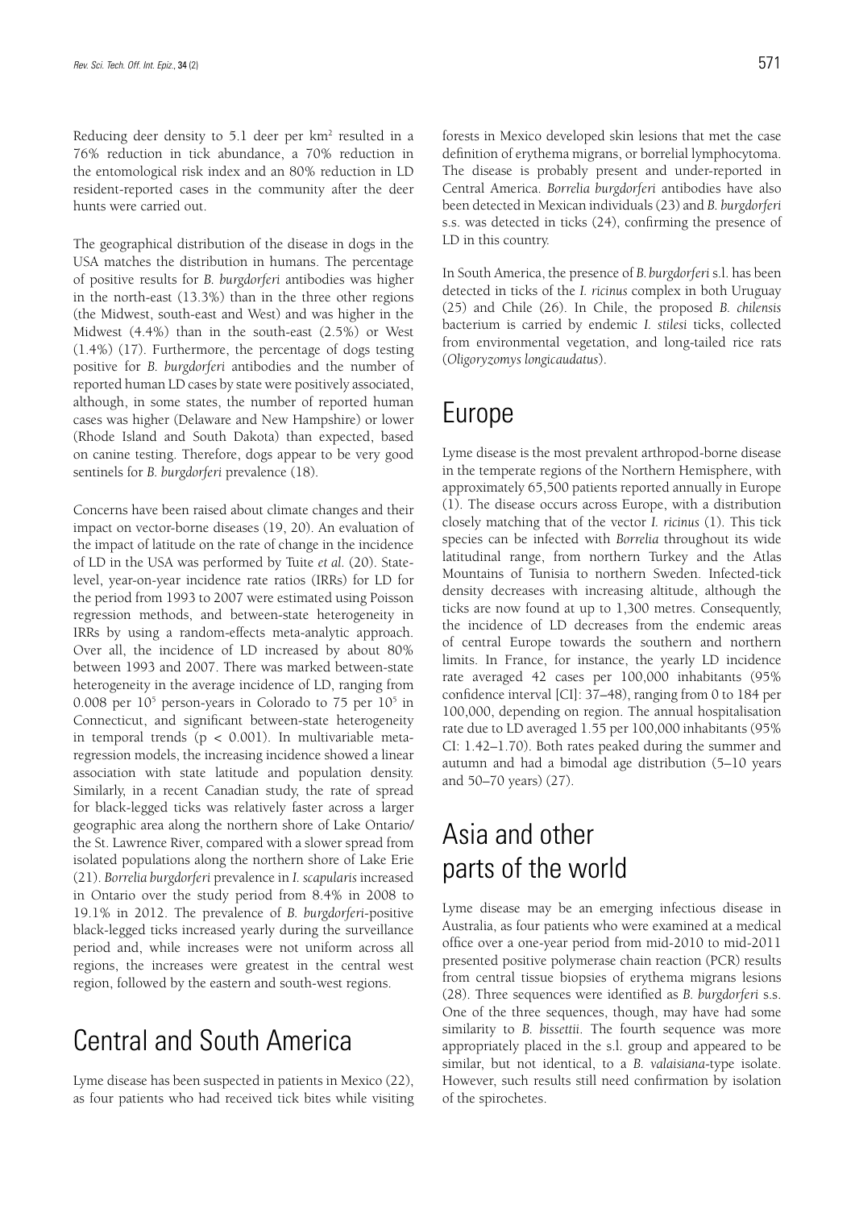Reducing deer density to 5.1 deer per km$^2$ resulted in a 76% reduction in tick abundance, a 70% reduction in the entomological risk index and an 80% reduction in LD resident-reported cases in the community after the deer hunts were carried out.

The geographical distribution of the disease in dogs in the USA matches the distribution in humans. The percentage of positive results for *B. burgdorferi* antibodies was higher in the north-east (13.3%) than in the three other regions (the Midwest, south-east and West) and was higher in the Midwest (4.4%) than in the south-east (2.5%) or West (1.4%) (17). Furthermore, the percentage of dogs testing positive for *B. burgdorferi* antibodies and the number of reported human LD cases by state were positively associated, although, in some states, the number of reported human cases was higher (Delaware and New Hampshire) or lower (Rhode Island and South Dakota) than expected, based on canine testing. Therefore, dogs appear to be very good sentinels for *B. burgdorferi* prevalence (18).

Concerns have been raised about climate changes and their impact on vector-borne diseases (19, 20). An evaluation of the impact of latitude on the rate of change in the incidence of LD in the USA was performed by Tuite *et al.* (20). State-level, year-on-year incidence rate ratios (IRRs) for LD for the period from 1993 to 2007 were estimated using Poisson regression methods, and between-state heterogeneity in IRRs by using a random-effects meta-analytic approach. Over all, the incidence of LD increased by about 80% between 1993 and 2007. There was marked between-state heterogeneity in the average incidence of LD, ranging from 0.008 per $10^5$ person-years in Colorado to 75 per $10^5$ in Connecticut, and significant between-state heterogeneity in temporal trends ($p < 0.001$). In multivariable meta-regression models, the increasing incidence showed a linear association with state latitude and population density. Similarly, in a recent Canadian study, the rate of spread for black-legged ticks was relatively faster across a larger geographic area along the northern shore of Lake Ontario/ the St. Lawrence River, compared with a slower spread from isolated populations along the northern shore of Lake Erie (21). *Borrelia burgdorferi* prevalence in *I. scapularis* increased in Ontario over the study period from 8.4% in 2008 to 19.1% in 2012. The prevalence of *B. burgdorferi*-positive black-legged ticks increased yearly during the surveillance period and, while increases were not uniform across all regions, the increases were greatest in the central west region, followed by the eastern and south-west regions.

## Central and South America

Lyme disease has been suspected in patients in Mexico (22), as four patients who had received tick bites while visiting forests in Mexico developed skin lesions that met the case definition of erythema migrans, or borrelial lymphocytoma. The disease is probably present and under-reported in Central America. *Borrelia burgdorferi* antibodies have also been detected in Mexican individuals (23) and *B. burgdorferi* s.s. was detected in ticks (24), confirming the presence of LD in this country.

In South America, the presence of *B. burgdorferi* s.l. has been detected in ticks of the *I. ricinus* complex in both Uruguay (25) and Chile (26). In Chile, the proposed *B. chilensis* bacterium is carried by endemic *I. stilesi* ticks, collected from environmental vegetation, and long-tailed rice rats (*Oligoryzomys longicaudatus*).

## Europe

Lyme disease is the most prevalent arthropod-borne disease in the temperate regions of the Northern Hemisphere, with approximately 65,500 patients reported annually in Europe (1). The disease occurs across Europe, with a distribution closely matching that of the vector *I. ricinus* (1). This tick species can be infected with *Borrelia* throughout its wide latitudinal range, from northern Turkey and the Atlas Mountains of Tunisia to northern Sweden. Infected-tick density decreases with increasing altitude, although the ticks are now found at up to 1,300 metres. Consequently, the incidence of LD decreases from the endemic areas of central Europe towards the southern and northern limits. In France, for instance, the yearly LD incidence rate averaged 42 cases per 100,000 inhabitants (95% confidence interval [CI]: 37–48), ranging from 0 to 184 per 100,000, depending on region. The annual hospitalisation rate due to LD averaged 1.55 per 100,000 inhabitants (95% CI: 1.42–1.70). Both rates peaked during the summer and autumn and had a bimodal age distribution (5–10 years and 50–70 years) (27).

## Asia and other parts of the world

Lyme disease may be an emerging infectious disease in Australia, as four patients who were examined at a medical office over a one-year period from mid-2010 to mid-2011 presented positive polymerase chain reaction (PCR) results from central tissue biopsies of erythema migrans lesions (28). Three sequences were identified as *B. burgdorferi* s.s. One of the three sequences, though, may have had some similarity to *B. bissettii*. The fourth sequence was more appropriately placed in the s.l. group and appeared to be similar, but not identical, to a *B. valaisiana*-type isolate. However, such results still need confirmation by isolation of the spirochetes.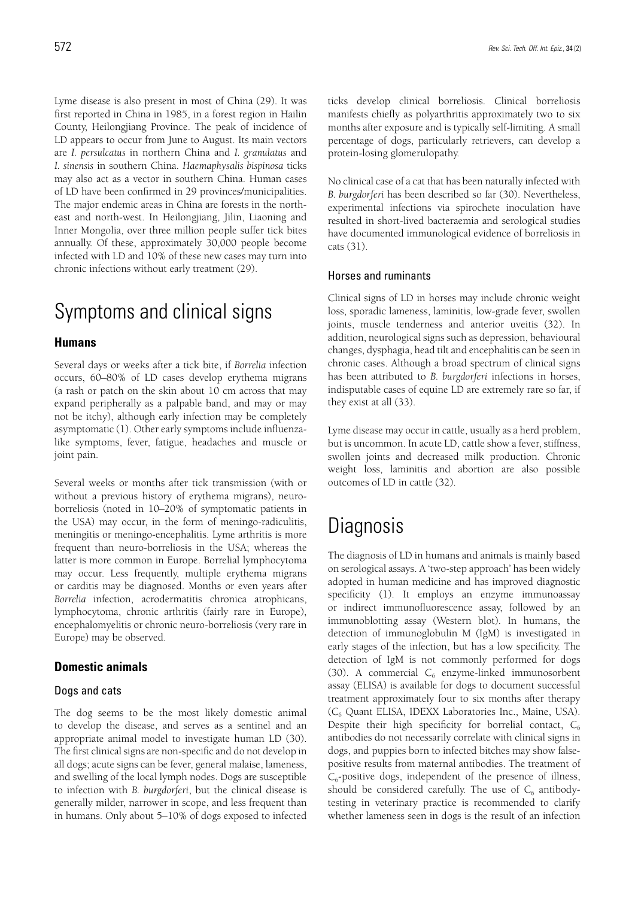Lyme disease is also present in most of China (29). It was first reported in China in 1985, in a forest region in Hailin County, Heilongjiang Province. The peak of incidence of LD appears to occur from June to August. Its main vectors are *I. persulcatus* in northern China and *I. granulatus* and *I. sinensis* in southern China. *Haemaphysalis bispinosa* ticks may also act as a vector in southern China. Human cases of LD have been confirmed in 29 provinces/municipalities. The major endemic areas in China are forests in the north-east and north-west. In Heilongjiang, Jilin, Liaoning and Inner Mongolia, over three million people suffer tick bites annually. Of these, approximately 30,000 people become infected with LD and 10% of these new cases may turn into chronic infections without early treatment (29).

# Symptoms and clinical signs

## Humans

Several days or weeks after a tick bite, if *Borrelia* infection occurs, 60–80% of LD cases develop erythema migrans (a rash or patch on the skin about 10 cm across that may expand peripherally as a palpable band, and may or may not be itchy), although early infection may be completely asymptomatic (1). Other early symptoms include influenza-like symptoms, fever, fatigue, headaches and muscle or joint pain.

Several weeks or months after tick transmission (with or without a previous history of erythema migrans), neuro-borreliosis (noted in 10–20% of symptomatic patients in the USA) may occur, in the form of meningo-radiculitis, meningitis or meningo-encephalitis. Lyme arthritis is more frequent than neuro-borreliosis in the USA; whereas the latter is more common in Europe. Borrelial lymphocytoma may occur. Less frequently, multiple erythema migrans or carditis may be diagnosed. Months or even years after *Borrelia* infection, acrodermatitis chronica atrophicans, lymphocytoma, chronic arthritis (fairly rare in Europe), encephalomyelitis or chronic neuro-borreliosis (very rare in Europe) may be observed.

## Domestic animals

### Dogs and cats

The dog seems to be the most likely domestic animal to develop the disease, and serves as a sentinel and an appropriate animal model to investigate human LD (30). The first clinical signs are non-specific and do not develop in all dogs; acute signs can be fever, general malaise, lameness, and swelling of the local lymph nodes. Dogs are susceptible to infection with *B. burgdorferi*, but the clinical disease is generally milder, narrower in scope, and less frequent than in humans. Only about 5–10% of dogs exposed to infected ticks develop clinical borreliosis. Clinical borreliosis manifests chiefly as polyarthritis approximately two to six months after exposure and is typically self-limiting. A small percentage of dogs, particularly retrievers, can develop a protein-losing glomerulopathy.

No clinical case of a cat that has been naturally infected with *B. burgdorferi* has been described so far (30). Nevertheless, experimental infections via spirochete inoculation have resulted in short-lived bacteraemia and serological studies have documented immunological evidence of borreliosis in cats (31).

### Horses and ruminants

Clinical signs of LD in horses may include chronic weight loss, sporadic lameness, laminitis, low-grade fever, swollen joints, muscle tenderness and anterior uveitis (32). In addition, neurological signs such as depression, behavioural changes, dysphagia, head tilt and encephalitis can be seen in chronic cases. Although a broad spectrum of clinical signs has been attributed to *B. burgdorferi* infections in horses, indisputable cases of equine LD are extremely rare so far, if they exist at all (33).

Lyme disease may occur in cattle, usually as a herd problem, but is uncommon. In acute LD, cattle show a fever, stiffness, swollen joints and decreased milk production. Chronic weight loss, laminitis and abortion are also possible outcomes of LD in cattle (32).

# Diagnosis

The diagnosis of LD in humans and animals is mainly based on serological assays. A 'two-step approach' has been widely adopted in human medicine and has improved diagnostic specificity (1). It employs an enzyme immunoassay or indirect immunofluorescence assay, followed by an immunoblotting assay (Western blot). In humans, the detection of immunoglobulin M (IgM) is investigated in early stages of the infection, but has a low specificity. The detection of IgM is not commonly performed for dogs (30). A commercial $C_6$ enzyme-linked immunosorbent assay (ELISA) is available for dogs to document successful treatment approximately four to six months after therapy ($C_6$ Quant ELISA, IDEXX Laboratories Inc., Maine, USA). Despite their high specificity for borrelial contact, $C_6$ antibodies do not necessarily correlate with clinical signs in dogs, and puppies born to infected bitches may show false-positive results from maternal antibodies. The treatment of $C_6$-positive dogs, independent of the presence of illness, should be considered carefully. The use of $C_6$ antibody-testing in veterinary practice is recommended to clarify whether lameness seen in dogs is the result of an infection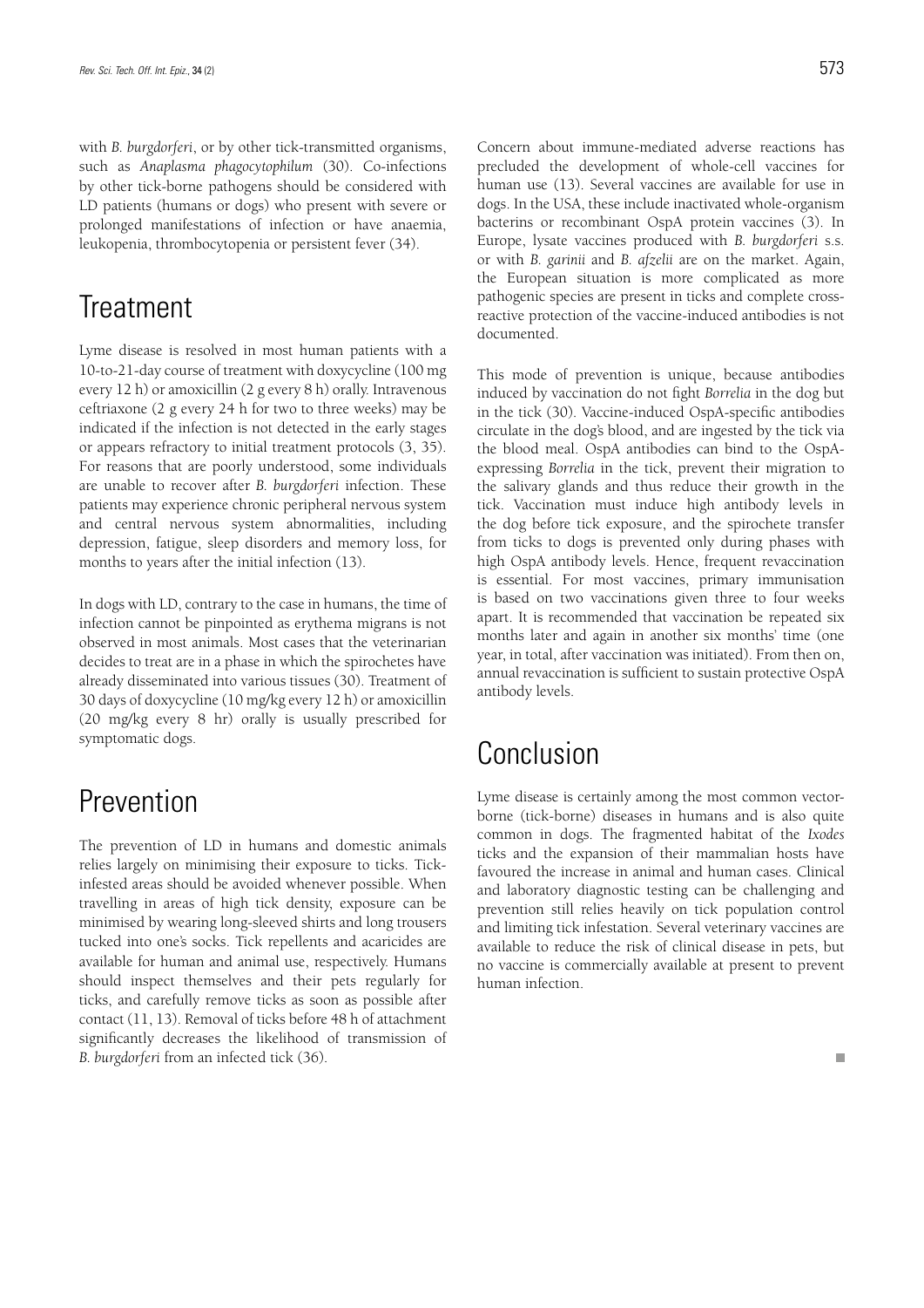with *B. burgdorferi*, or by other tick-transmitted organisms, such as *Anaplasma phagocytophilum* (30). Co-infections by other tick-borne pathogens should be considered with LD patients (humans or dogs) who present with severe or prolonged manifestations of infection or have anaemia, leukopenia, thrombocytopenia or persistent fever (34).

# Treatment

Lyme disease is resolved in most human patients with a 10-to-21-day course of treatment with doxycycline (100 mg every 12 h) or amoxicillin (2 g every 8 h) orally. Intravenous ceftriaxone (2 g every 24 h for two to three weeks) may be indicated if the infection is not detected in the early stages or appears refractory to initial treatment protocols (3, 35). For reasons that are poorly understood, some individuals are unable to recover after *B. burgdorferi* infection. These patients may experience chronic peripheral nervous system and central nervous system abnormalities, including depression, fatigue, sleep disorders and memory loss, for months to years after the initial infection (13).

In dogs with LD, contrary to the case in humans, the time of infection cannot be pinpointed as erythema migrans is not observed in most animals. Most cases that the veterinarian decides to treat are in a phase in which the spirochetes have already disseminated into various tissues (30). Treatment of 30 days of doxycycline (10 mg/kg every 12 h) or amoxicillin (20 mg/kg every 8 hr) orally is usually prescribed for symptomatic dogs.

# Prevention

The prevention of LD in humans and domestic animals relies largely on minimising their exposure to ticks. Tick-infested areas should be avoided whenever possible. When travelling in areas of high tick density, exposure can be minimised by wearing long-sleeved shirts and long trousers tucked into one's socks. Tick repellents and acaricides are available for human and animal use, respectively. Humans should inspect themselves and their pets regularly for ticks, and carefully remove ticks as soon as possible after contact (11, 13). Removal of ticks before 48 h of attachment significantly decreases the likelihood of transmission of *B. burgdorferi* from an infected tick (36).

Concern about immune-mediated adverse reactions has precluded the development of whole-cell vaccines for human use (13). Several vaccines are available for use in dogs. In the USA, these include inactivated whole-organism bacterins or recombinant OspA protein vaccines (3). In Europe, lysate vaccines produced with *B. burgdorferi* s.s. or with *B. garinii* and *B. afzelii* are on the market. Again, the European situation is more complicated as more pathogenic species are present in ticks and complete cross-reactive protection of the vaccine-induced antibodies is not documented.

This mode of prevention is unique, because antibodies induced by vaccination do not fight *Borrelia* in the dog but in the tick (30). Vaccine-induced OspA-specific antibodies circulate in the dog's blood, and are ingested by the tick via the blood meal. OspA antibodies can bind to the OspA-expressing *Borrelia* in the tick, prevent their migration to the salivary glands and thus reduce their growth in the tick. Vaccination must induce high antibody levels in the dog before tick exposure, and the spirochete transfer from ticks to dogs is prevented only during phases with high OspA antibody levels. Hence, frequent revaccination is essential. For most vaccines, primary immunisation is based on two vaccinations given three to four weeks apart. It is recommended that vaccination be repeated six months later and again in another six months' time (one year, in total, after vaccination was initiated). From then on, annual revaccination is sufficient to sustain protective OspA antibody levels.

# Conclusion

Lyme disease is certainly among the most common vector-borne (tick-borne) diseases in humans and is also quite common in dogs. The fragmented habitat of the *Ixodes* ticks and the expansion of their mammalian hosts have favoured the increase in animal and human cases. Clinical and laboratory diagnostic testing can be challenging and prevention still relies heavily on tick population control and limiting tick infestation. Several veterinary vaccines are available to reduce the risk of clinical disease in pets, but no vaccine is commercially available at present to prevent human infection.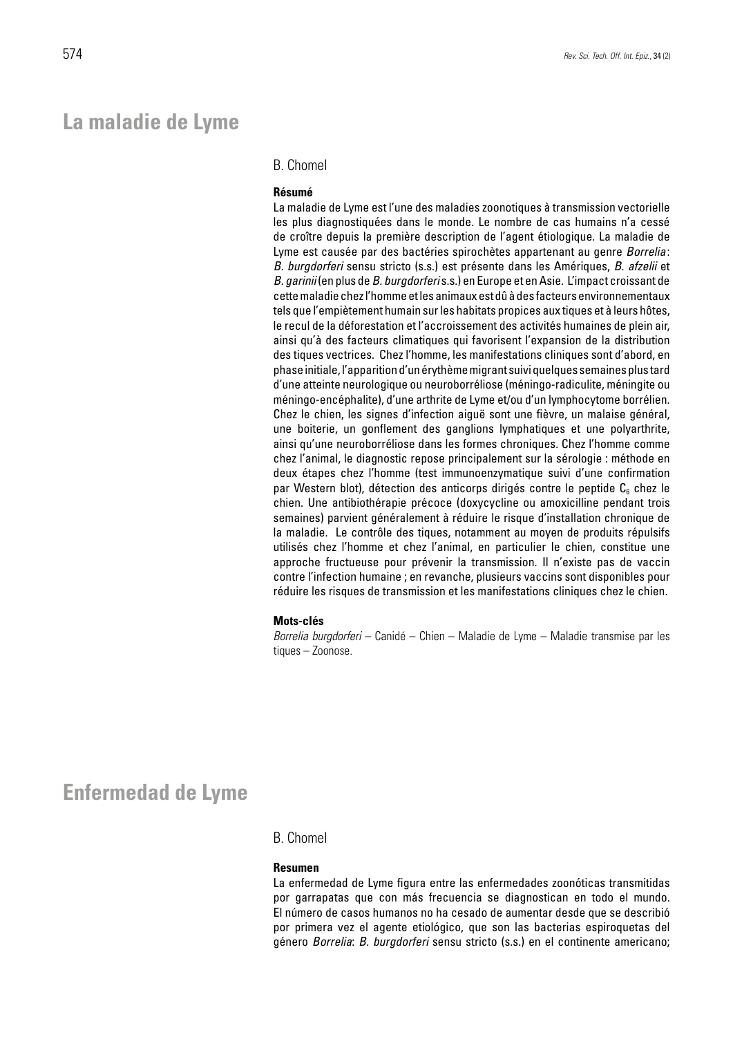# La maladie de Lyme

B. Chomel

### Résumé

La maladie de Lyme est l'une des maladies zoonotiques à transmission vectorielle les plus diagnostiquées dans le monde. Le nombre de cas humains n'a cessé de croître depuis la première description de l'agent étiologique. La maladie de Lyme est causée par des bactéries spirochètes appartenant au genre *Borrelia* : *B. burgdorferi* sensu stricto (s.s.) est présente dans les Amériques, *B. afzelii* et *B. garinii* (en plus de *B. burgdorferi* s.s.) en Europe et en Asie. L'impact croissant de cette maladie chez l'homme et les animaux est dû à des facteurs environnementaux tels que l'empiètement humain sur les habitats propices aux tiques et à leurs hôtes, le recul de la déforestation et l'accroissement des activités humaines de plein air, ainsi qu'à des facteurs climatiques qui favorisent l'expansion de la distribution des tiques vectrices. Chez l'homme, les manifestations cliniques sont d'abord, en phase initiale, l'apparition d'un érythème migrant suivi quelques semaines plus tard d'une atteinte neurologique ou neuroborréliose (méningo-radiculite, méningite ou méningo-encéphalite), d'une arthrite de Lyme et/ou d'un lymphocytome borrélien. Chez le chien, les signes d'infection aiguë sont une fièvre, un malaise général, une boiterie, un gonflement des ganglions lymphatiques et une polyarthrite, ainsi qu'une neuroborréliose dans les formes chroniques. Chez l'homme comme chez l'animal, le diagnostic repose principalement sur la sérologie : méthode en deux étapes chez l'homme (test immunoenzymatique suivi d'une confirmation par Western blot), détection des anticorps dirigés contre le peptide $C_6$ chez le chien. Une antibiothérapie précoce (doxycycline ou amoxicilline pendant trois semaines) parvient généralement à réduire le risque d'installation chronique de la maladie. Le contrôle des tiques, notamment au moyen de produits répulsifs utilisés chez l'homme et chez l'animal, en particulier le chien, constitue une approche fructueuse pour prévenir la transmission. Il n'existe pas de vaccin contre l'infection humaine ; en revanche, plusieurs vaccins sont disponibles pour réduire les risques de transmission et les manifestations cliniques chez le chien.

### Mots-clés

*Borrelia burgdorferi* – Canidé – Chien – Maladie de Lyme – Maladie transmise par les tiques – Zoonose.

# Enfermedad de Lyme

B. Chomel

### Resumen

La enfermedad de Lyme figura entre las enfermedades zoonóticas transmitidas por garrapatas que con más frecuencia se diagnostican en todo el mundo. El número de casos humanos no ha cesado de aumentar desde que se describió por primera vez el agente etiológico, que son las bacterias espiroquetas del género *Borrelia*: *B. burgdorferi* sensu stricto (s.s.) en el continente americano;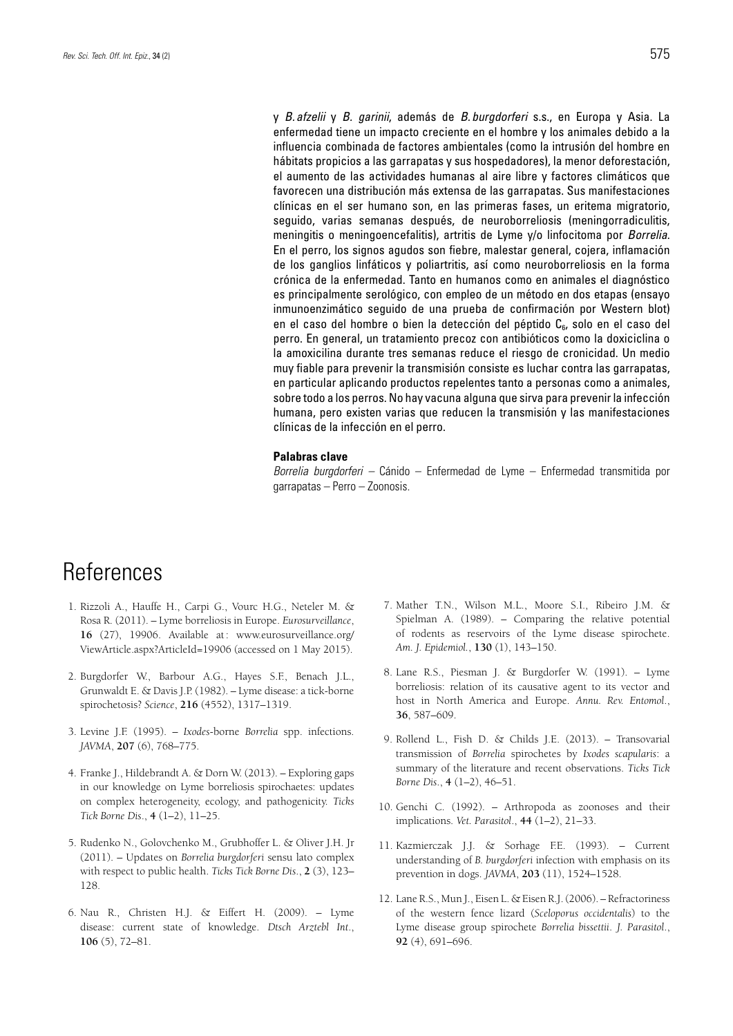y *B. afzelii* y *B. garinii*, además de *B. burgdorferi* s.s., en Europa y Asia. La enfermedad tiene un impacto creciente en el hombre y los animales debido a la influencia combinada de factores ambientales (como la intrusión del hombre en hábitats propicios a las garrapatas y sus hospedadores), la menor deforestación, el aumento de las actividades humanas al aire libre y factores climáticos que favorecen una distribución más extensa de las garrapatas. Sus manifestaciones clínicas en el ser humano son, en las primeras fases, un eritema migratorio, seguido, varias semanas después, de neuroborreliosis (meningorradiculitis, meningitis o meningoencefalitis), artritis de Lyme y/o linfocitoma por *Borrelia*. En el perro, los signos agudos son fiebre, malestar general, cojera, inflamación de los ganglios linfáticos y poliartritis, así como neuroborreliosis en la forma crónica de la enfermedad. Tanto en humanos como en animales el diagnóstico es principalmente serológico, con empleo de un método en dos etapas (ensayo inmunoenzimático seguido de una prueba de confirmación por Western blot) en el caso del hombre o bien la detección del péptido $C_6$, solo en el caso del perro. En general, un tratamiento precoz con antibióticos como la doxiciclina o la amoxicilina durante tres semanas reduce el riesgo de cronicidad. Un medio muy fiable para prevenir la transmisión consiste es luchar contra las garrapatas, en particular aplicando productos repelentes tanto a personas como a animales, sobre todo a los perros. No hay vacuna alguna que sirva para prevenir la infección humana, pero existen varias que reducen la transmisión y las manifestaciones clínicas de la infección en el perro.

**Palabras clave**

*Borrelia burgdorferi* – Cánido – Enfermedad de Lyme – Enfermedad transmitida por garrapatas – Perro – Zoonosis.

# References

1. Rizzoli A., Hauffe H., Carpi G., Vourc H.G., Neteler M. & Rosa R. (2011). – Lyme borreliosis in Europe. *Eurosurveillance*, **16** (27), 19906. Available at: www.eurosurveillance.org/ViewArticle.aspx?ArticleId=19906 (accessed on 1 May 2015).

2. Burgdorfer W., Barbour A.G., Hayes S.F., Benach J.L., Grunwaldt E. & Davis J.P. (1982). – Lyme disease: a tick-borne spirochetosis? *Science*, **216** (4552), 1317–1319.

3. Levine J.F. (1995). – *Ixodes*-borne *Borrelia* spp. infections. *JAVMA*, **207** (6), 768–775.

4. Franke J., Hildebrandt A. & Dorn W. (2013). – Exploring gaps in our knowledge on Lyme borreliosis spirochaetes: updates on complex heterogeneity, ecology, and pathogenicity. *Ticks Tick Borne Dis*., **4** (1–2), 11–25.

5. Rudenko N., Golovchenko M., Grubhoffer L. & Oliver J.H. Jr (2011). – Updates on *Borrelia burgdorferi* sensu lato complex with respect to public health. *Ticks Tick Borne Dis*., **2** (3), 123–128.

6. Nau R., Christen H.J. & Eiffert H. (2009). – Lyme disease: current state of knowledge. *Dtsch Arztebl Int*., **106** (5), 72–81.

7. Mather T.N., Wilson M.L., Moore S.I., Ribeiro J.M. & Spielman A. (1989). – Comparing the relative potential of rodents as reservoirs of the Lyme disease spirochete. *Am. J. Epidemiol.*, **130** (1), 143–150.

8. Lane R.S., Piesman J. & Burgdorfer W. (1991). – Lyme borreliosis: relation of its causative agent to its vector and host in North America and Europe. *Annu. Rev. Entomol*., **36**, 587–609.

9. Rollend L., Fish D. & Childs J.E. (2013). – Transovarial transmission of *Borrelia* spirochetes by *Ixodes scapularis*: a summary of the literature and recent observations. *Ticks Tick Borne Dis*., **4** (1–2), 46–51.

10. Genchi C. (1992). – Arthropoda as zoonoses and their implications. *Vet. Parasitol*., **44** (1–2), 21–33.

11. Kazmierczak J.J. & Sorhage F.E. (1993). – Current understanding of *B. burgdorferi* infection with emphasis on its prevention in dogs. *JAVMA*, **203** (11), 1524–1528.

12. Lane R.S., Mun J., Eisen L. & Eisen R.J. (2006). – Refractoriness of the western fence lizard (*Sceloporus occidentalis*) to the Lyme disease group spirochete *Borrelia bissettii*. *J. Parasitol*., **92** (4), 691–696.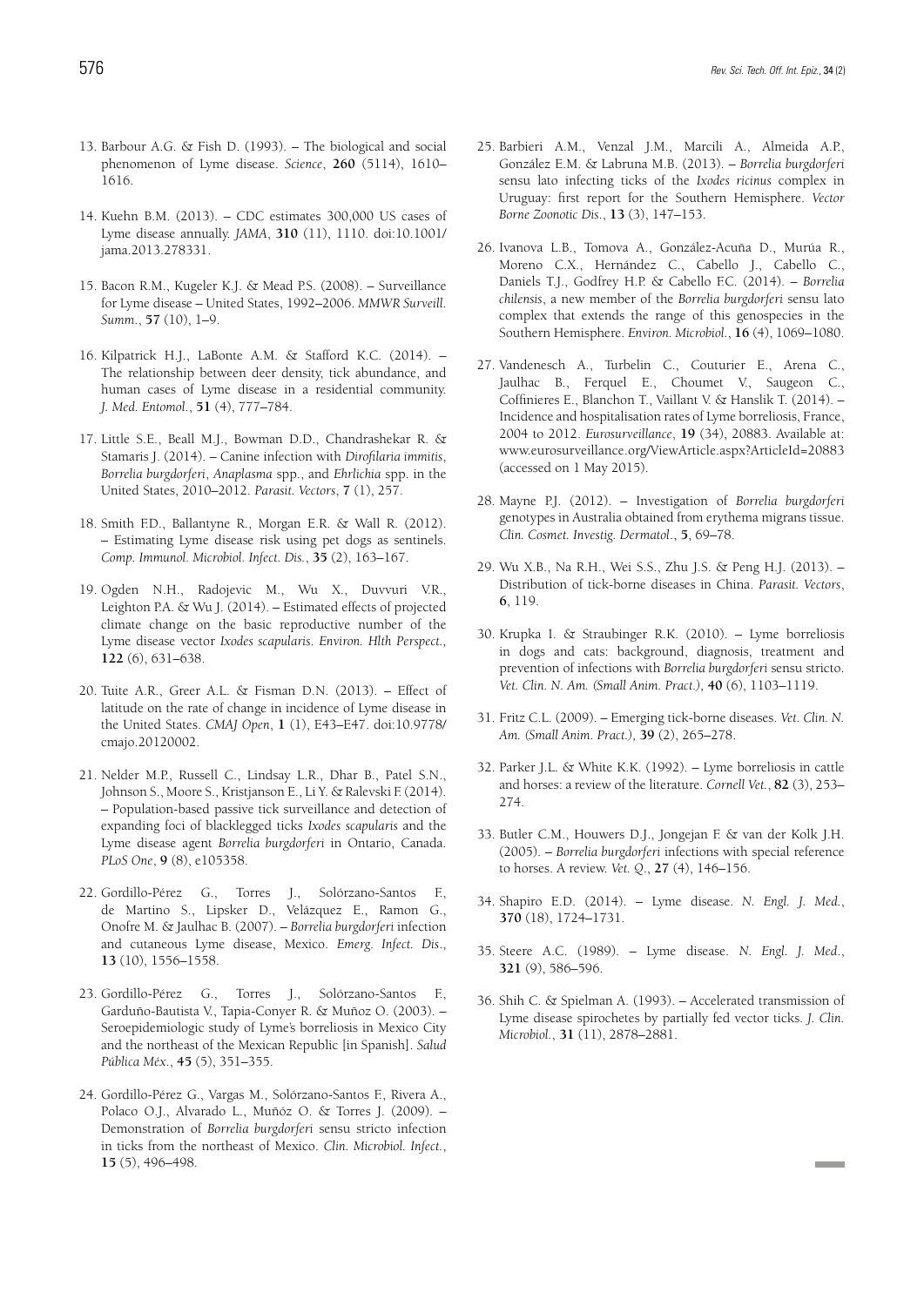13. Barbour A.G. & Fish D. (1993). – The biological and social phenomenon of Lyme disease. *Science*, **260** (5114), 1610–1616.

14. Kuehn B.M. (2013). – CDC estimates 300,000 US cases of Lyme disease annually. *JAMA*, **310** (11), 1110. doi:10.1001/jama.2013.278331.

15. Bacon R.M., Kugeler K.J. & Mead P.S. (2008). – Surveillance for Lyme disease – United States, 1992–2006. *MMWR Surveill. Summ.*, **57** (10), 1–9.

16. Kilpatrick H.J., LaBonte A.M. & Stafford K.C. (2014). – The relationship between deer density, tick abundance, and human cases of Lyme disease in a residential community. *J. Med. Entomol.*, **51** (4), 777–784.

17. Little S.E., Beall M.J., Bowman D.D., Chandrashekar R. & Stamaris J. (2014). – Canine infection with *Dirofilaria immitis*, *Borrelia burgdorferi*, *Anaplasma* spp., and *Ehrlichia* spp. in the United States, 2010–2012. *Parasit. Vectors*, **7** (1), 257.

18. Smith F.D., Ballantyne R., Morgan E.R. & Wall R. (2012). – Estimating Lyme disease risk using pet dogs as sentinels. *Comp. Immunol. Microbiol. Infect. Dis.*, **35** (2), 163–167.

19. Ogden N.H., Radojevic M., Wu X., Duvvuri V.R., Leighton P.A. & Wu J. (2014). – Estimated effects of projected climate change on the basic reproductive number of the Lyme disease vector *Ixodes scapularis*. *Environ. Hlth Perspect.*, **122** (6), 631–638.

20. Tuite A.R., Greer A.L. & Fisman D.N. (2013). – Effect of latitude on the rate of change in incidence of Lyme disease in the United States. *CMAJ Open*, **1** (1), E43–E47. doi:10.9778/cmajo.20120002.

21. Nelder M.P., Russell C., Lindsay L.R., Dhar B., Patel S.N., Johnson S., Moore S., Kristjanson E., Li Y. & Ralevski F. (2014). – Population-based passive tick surveillance and detection of expanding foci of blacklegged ticks *Ixodes scapularis* and the Lyme disease agent *Borrelia burgdorferi* in Ontario, Canada. *PLoS One*, **9** (8), e105358.

22. Gordillo-Pérez G., Torres J., Solórzano-Santos F., de Martino S., Lipsker D., Velázquez E., Ramon G., Onofre M. & Jaulhac B. (2007). – *Borrelia burgdorferi* infection and cutaneous Lyme disease, Mexico. *Emerg. Infect. Dis.*, **13** (10), 1556–1558.

23. Gordillo-Pérez G., Torres J., Solórzano-Santos F., Garduño-Bautista V., Tapia-Conyer R. & Muñoz O. (2003). – Seroepidemiologic study of Lyme's borreliosis in Mexico City and the northeast of the Mexican Republic [in Spanish]. *Salud Pública Méx.*, **45** (5), 351–355.

24. Gordillo-Pérez G., Vargas M., Solórzano-Santos F., Rivera A., Polaco O.J., Alvarado L., Muñóz O. & Torres J. (2009). – Demonstration of *Borrelia burgdorferi* sensu stricto infection in ticks from the northeast of Mexico. *Clin. Microbiol. Infect.*, **15** (5), 496–498.

25. Barbieri A.M., Venzal J.M., Marcili A., Almeida A.P., González E.M. & Labruna M.B. (2013). – *Borrelia burgdorferi* sensu lato infecting ticks of the *Ixodes ricinus* complex in Uruguay: first report for the Southern Hemisphere. *Vector Borne Zoonotic Dis.*, **13** (3), 147–153.

26. Ivanova L.B., Tomova A., González-Acuña D., Murúa R., Moreno C.X., Hernández C., Cabello J., Cabello C., Daniels T.J., Godfrey H.P. & Cabello F.C. (2014). – *Borrelia chilensis*, a new member of the *Borrelia burgdorferi* sensu lato complex that extends the range of this genospecies in the Southern Hemisphere. *Environ. Microbiol.*, **16** (4), 1069–1080.

27. Vandenesch A., Turbelin C., Couturier E., Arena C., Jaulhac B., Ferquel E., Choumet V., Saugeon C., Coffinieres E., Blanchon T., Vaillant V. & Hanslik T. (2014). – Incidence and hospitalisation rates of Lyme borreliosis, France, 2004 to 2012. *Eurosurveillance*, **19** (34), 20883. Available at: www.eurosurveillance.org/ViewArticle.aspx?ArticleId=20883 (accessed on 1 May 2015).

28. Mayne P.J. (2012). – Investigation of *Borrelia burgdorferi* genotypes in Australia obtained from erythema migrans tissue. *Clin. Cosmet. Investig. Dermatol.*, **5**, 69–78.

29. Wu X.B., Na R.H., Wei S.S., Zhu J.S. & Peng H.J. (2013). – Distribution of tick-borne diseases in China. *Parasit. Vectors*, **6**, 119.

30. Krupka I. & Straubinger R.K. (2010). – Lyme borreliosis in dogs and cats: background, diagnosis, treatment and prevention of infections with *Borrelia burgdorferi* sensu stricto. *Vet. Clin. N. Am. (Small Anim. Pract.)*, **40** (6), 1103–1119.

31. Fritz C.L. (2009). – Emerging tick-borne diseases. *Vet. Clin. N. Am. (Small Anim. Pract.)*, **39** (2), 265–278.

32. Parker J.L. & White K.K. (1992). – Lyme borreliosis in cattle and horses: a review of the literature. *Cornell Vet.*, **82** (3), 253–274.

33. Butler C.M., Houwers D.J., Jongejan F. & van der Kolk J.H. (2005). – *Borrelia burgdorferi* infections with special reference to horses. A review. *Vet. Q.*, **27** (4), 146–156.

34. Shapiro E.D. (2014). – Lyme disease. *N. Engl. J. Med.*, **370** (18), 1724–1731.

35. Steere A.C. (1989). – Lyme disease. *N. Engl. J. Med.*, **321** (9), 586–596.

36. Shih C. & Spielman A. (1993). – Accelerated transmission of Lyme disease spirochetes by partially fed vector ticks. *J. Clin. Microbiol.*, **31** (11), 2878–2881.